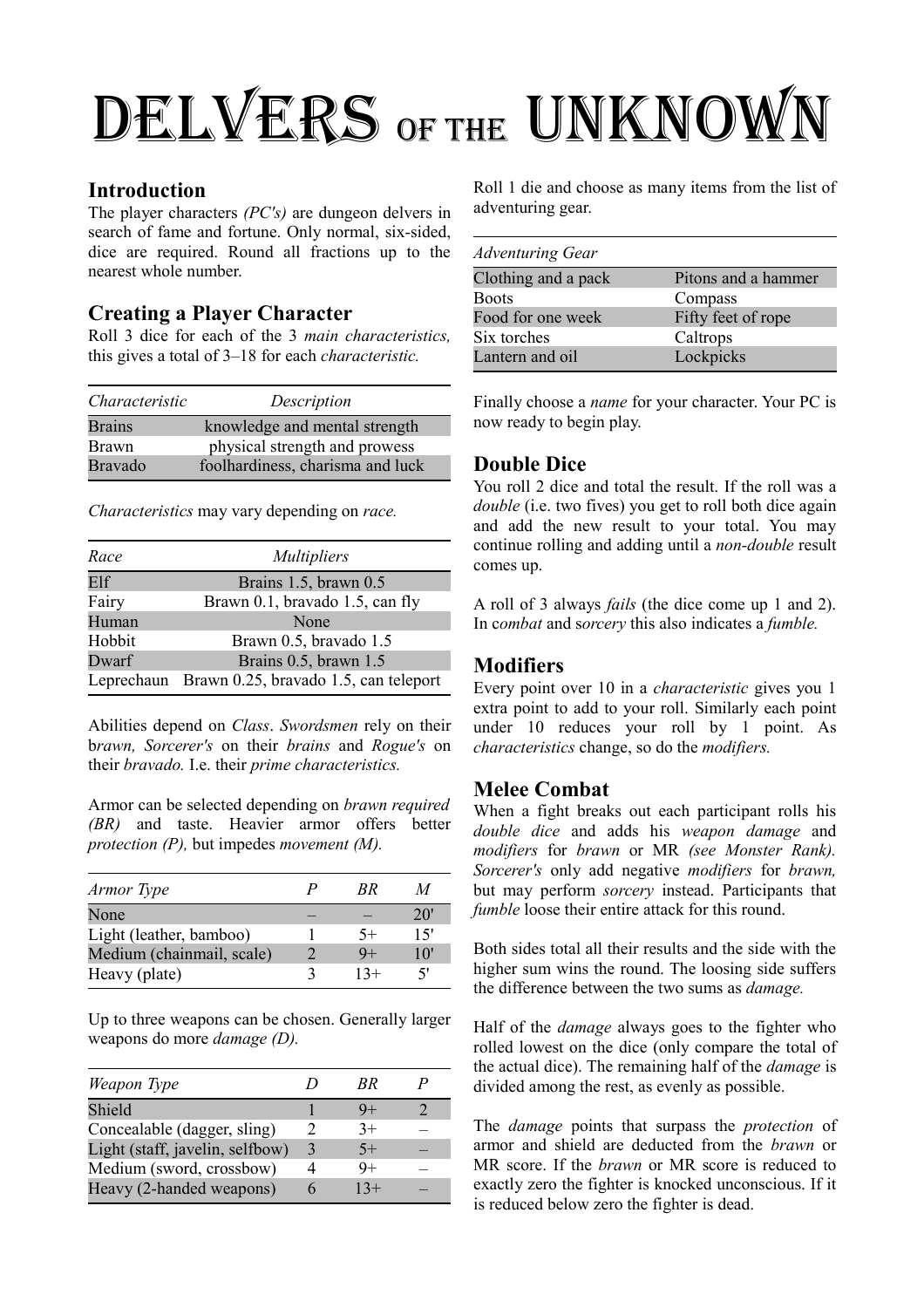# DELVERS OF THE UNKNOWN

## Introduction

The player characters *(PC's)* are dungeon delvers in search of fame and fortune. Only normal, six-sided, dice are required. Round all fractions up to the nearest whole number.

## Creating a Player Character

Roll 3 dice for each of the 3 *main characteristics,* this gives a total of 3–18 for each *characteristic.*

| *Characteristic* | *Description* |
|---|---|
| Brains | knowledge and mental strength |
| Brawn | physical strength and prowess |
| Bravado | foolhardiness, charisma and luck |

*Characteristics* may vary depending on *race.*

| *Race* | *Multipliers* |
|---|---|
| Elf | Brains 1.5, brawn 0.5 |
| Fairy | Brawn 0.1, bravado 1.5, can fly |
| Human | None |
| Hobbit | Brawn 0.5, bravado 1.5 |
| Dwarf | Brains 0.5, brawn 1.5 |
| Leprechaun | Brawn 0.25, bravado 1.5, can teleport |

Abilities depend on *Class*. *Swordsmen* rely on their b*rawn, Sorcerer's* on their *brains* and *Rogue's* on their *bravado.* I.e. their *prime characteristics.*

Armor can be selected depending on *brawn required (BR)* and taste. Heavier armor offers better *protection (P),* but impedes *movement (M).*

| *Armor Type* | *P* | *BR* | *M* |
|---|---|---|---|
| None | – | – | 20' |
| Light (leather, bamboo) | 1 | 5+ | 15' |
| Medium (chainmail, scale) | 2 | 9+ | 10' |
| Heavy (plate) | 3 | 13+ | 5' |

Up to three weapons can be chosen. Generally larger weapons do more *damage (D).*

| *Weapon Type* | *D* | *BR* | *P* |
|---|---|---|---|
| Shield | 1 | 9+ | 2 |
| Concealable (dagger, sling) | 2 | 3+ | – |
| Light (staff, javelin, selfbow) | 3 | 5+ | – |
| Medium (sword, crossbow) | 4 | 9+ | – |
| Heavy (2-handed weapons) | 6 | 13+ | – |

Roll 1 die and choose as many items from the list of adventuring gear.

| *Adventuring Gear* | |
|---|---|
| Clothing and a pack | Pitons and a hammer |
| Boots | Compass |
| Food for one week | Fifty feet of rope |
| Six torches | Caltrops |
| Lantern and oil | Lockpicks |

Finally choose a *name* for your character. Your PC is now ready to begin play.

## Double Dice

You roll 2 dice and total the result. If the roll was a *double* (i.e. two fives) you get to roll both dice again and add the new result to your total. You may continue rolling and adding until a *non-double* result comes up.

A roll of 3 always *fails* (the dice come up 1 and 2). In c*ombat* and s*orcery* this also indicates a *fumble.*

## Modifiers

Every point over 10 in a *characteristic* gives you 1 extra point to add to your roll. Similarly each point under 10 reduces your roll by 1 point. As *characteristics* change, so do the *modifiers.*

## Melee Combat

When a fight breaks out each participant rolls his *double dice* and adds his *weapon damage* and *modifiers* for *brawn* or MR *(see Monster Rank). Sorcerer's* only add negative *modifiers* for *brawn,* but may perform *sorcery* instead. Participants that *fumble* loose their entire attack for this round.

Both sides total all their results and the side with the higher sum wins the round. The loosing side suffers the difference between the two sums as *damage.*

Half of the *damage* always goes to the fighter who rolled lowest on the dice (only compare the total of the actual dice). The remaining half of the *damage* is divided among the rest, as evenly as possible.

The *damage* points that surpass the *protection* of armor and shield are deducted from the *brawn* or MR score. If the *brawn* or MR score is reduced to exactly zero the fighter is knocked unconscious. If it is reduced below zero the fighter is dead.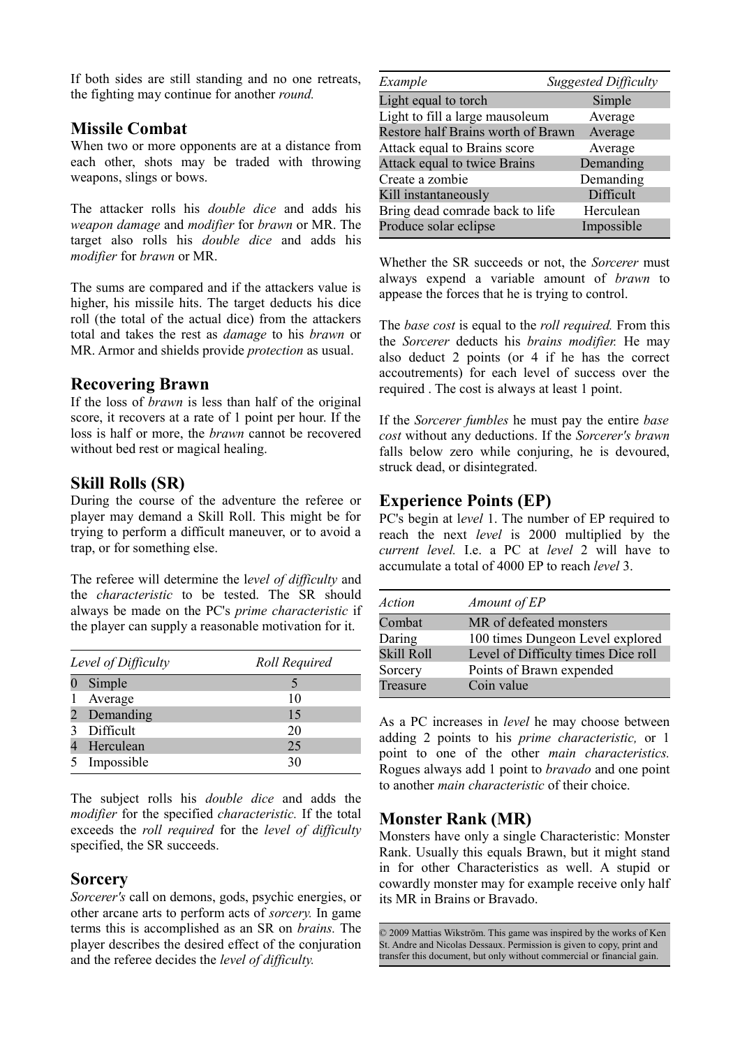If both sides are still standing and no one retreats, the fighting may continue for another *round.*

## Missile Combat

When two or more opponents are at a distance from each other, shots may be traded with throwing weapons, slings or bows.

The attacker rolls his *double dice* and adds his *weapon damage* and *modifier* for *brawn* or MR. The target also rolls his *double dice* and adds his *modifier* for *brawn* or MR.

The sums are compared and if the attackers value is higher, his missile hits. The target deducts his dice roll (the total of the actual dice) from the attackers total and takes the rest as *damage* to his *brawn* or MR. Armor and shields provide *protection* as usual.

## Recovering Brawn

If the loss of *brawn* is less than half of the original score, it recovers at a rate of 1 point per hour. If the loss is half or more, the *brawn* cannot be recovered without bed rest or magical healing.

## Skill Rolls (SR)

During the course of the adventure the referee or player may demand a Skill Roll. This might be for trying to perform a difficult maneuver, or to avoid a trap, or for something else.

The referee will determine the l*evel of difficulty* and the *characteristic* to be tested. The SR should always be made on the PC's *prime characteristic* if the player can supply a reasonable motivation for it.

| | *Level of Difficulty* | *Roll Required* |
|---|---|---|
| 0 | Simple | 5 |
| 1 | Average | 10 |
| 2 | Demanding | 15 |
| 3 | Difficult | 20 |
| 4 | Herculean | 25 |
| 5 | Impossible | 30 |

The subject rolls his *double dice* and adds the *modifier* for the specified *characteristic.* If the total exceeds the *roll required* for the *level of difficulty* specified, the SR succeeds.

## Sorcery

*Sorcerer's* call on demons, gods, psychic energies, or other arcane arts to perform acts of *sorcery.* In game terms this is accomplished as an SR on *brains.* The player describes the desired effect of the conjuration and the referee decides the *level of difficulty.*

| *Example* | *Suggested Difficulty* |
|---|---|
| Light equal to torch | Simple |
| Light to fill a large mausoleum | Average |
| Restore half Brains worth of Brawn | Average |
| Attack equal to Brains score | Average |
| Attack equal to twice Brains | Demanding |
| Create a zombie | Demanding |
| Kill instantaneously | Difficult |
| Bring dead comrade back to life | Herculean |
| Produce solar eclipse | Impossible |

Whether the SR succeeds or not, the *Sorcerer* must always expend a variable amount of *brawn* to appease the forces that he is trying to control.

The *base cost* is equal to the *roll required.* From this the *Sorcerer* deducts his *brains modifier.* He may also deduct 2 points (or 4 if he has the correct accoutrements) for each level of success over the required . The cost is always at least 1 point.

If the *Sorcerer fumbles* he must pay the entire *base cost* without any deductions. If the *Sorcerer's brawn* falls below zero while conjuring, he is devoured, struck dead, or disintegrated.

## Experience Points (EP)

PC's begin at l*evel* 1. The number of EP required to reach the next *level* is 2000 multiplied by the *current level.* I.e. a PC at *level* 2 will have to accumulate a total of 4000 EP to reach *level* 3.

| *Action* | *Amount of EP* |
|---|---|
| Combat | MR of defeated monsters |
| Daring | 100 times Dungeon Level explored |
| Skill Roll | Level of Difficulty times Dice roll |
| Sorcery | Points of Brawn expended |
| Treasure | Coin value |

As a PC increases in *level* he may choose between adding 2 points to his *prime characteristic,* or 1 point to one of the other *main characteristics.* Rogues always add 1 point to *bravado* and one point to another *main characteristic* of their choice.

## Monster Rank (MR)

Monsters have only a single Characteristic: Monster Rank. Usually this equals Brawn, but it might stand in for other Characteristics as well. A stupid or cowardly monster may for example receive only half its MR in Brains or Bravado.

© 2009 Mattias Wikström. This game was inspired by the works of Ken St. Andre and Nicolas Dessaux. Permission is given to copy, print and transfer this document, but only without commercial or financial gain.